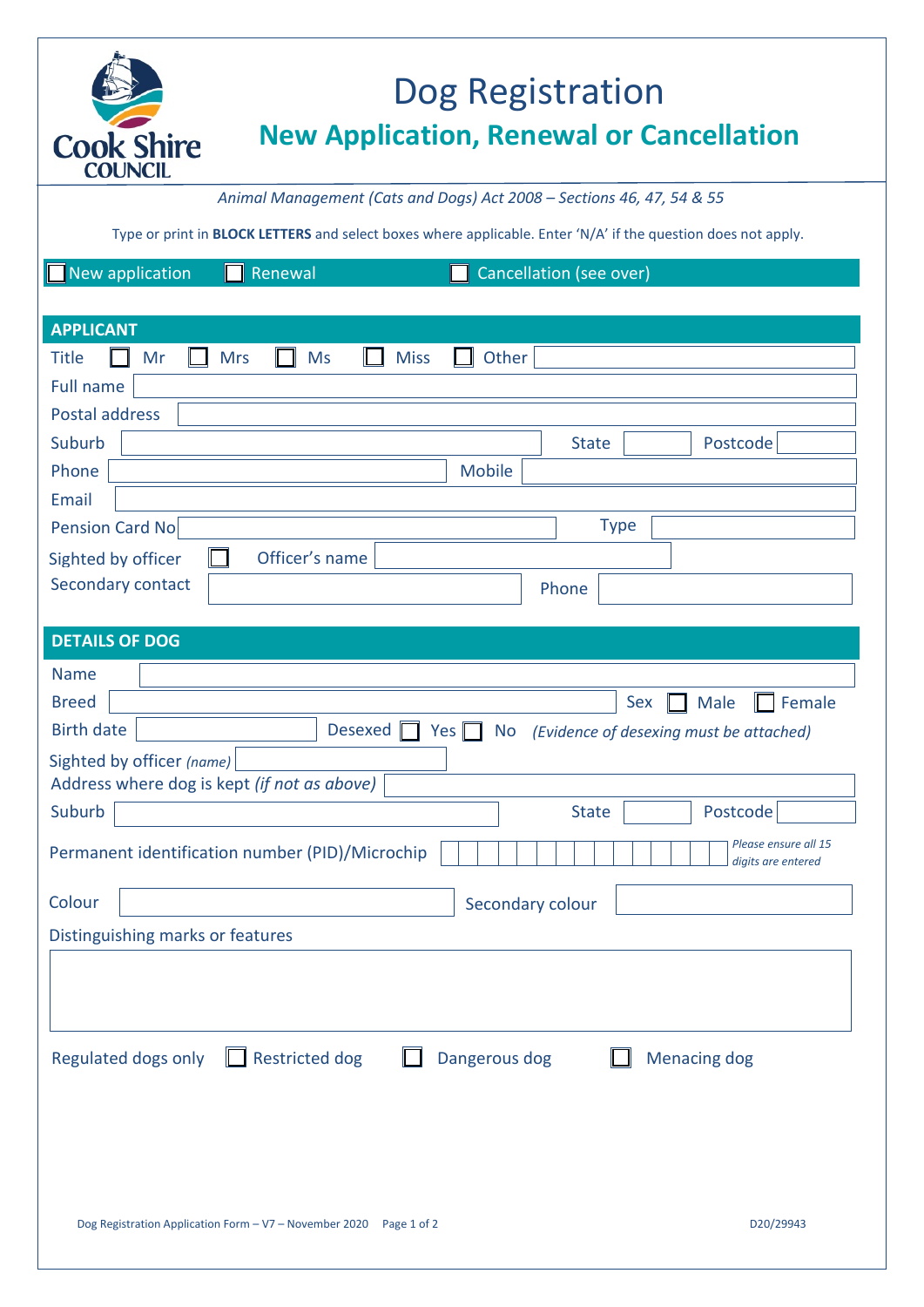Cook Shire COUNCIL

# Dog Registration

## New Application, Renewal or Cancellation

*Animal Management (Cats and Dogs) Act 2008 – Sections 46, 47, 54 & 55*

Type or print in **BLOCK LETTERS** and select boxes where applicable. Enter 'N/A' if the question does not apply.

☐ New application ☐ Renewal ☐ Cancellation (see over)

### APPLICANT

Title ☐ Mr ☐ Mrs ☐ Ms ☐ Miss ☐ Other

Full name

Postal address

Suburb State Postcode

Phone Mobile

Email

Pension Card No Type

Sighted by officer ☐ Officer's name

Secondary contact Phone

### DETAILS OF DOG

Name

Breed Sex ☐ Male ☐ Female

Birth date Desexed ☐ Yes ☐ No *(Evidence of desexing must be attached)*

Sighted by officer *(name)*

Address where dog is kept *(if not as above)*

Suburb State Postcode

Permanent identification number (PID)/Microchip *Please ensure all 15 digits are entered*

Colour Secondary colour

Distinguishing marks or features

Regulated dogs only ☐ Restricted dog ☐ Dangerous dog ☐ Menacing dog

Dog Registration Application Form – V7 – November 2020 D20/29943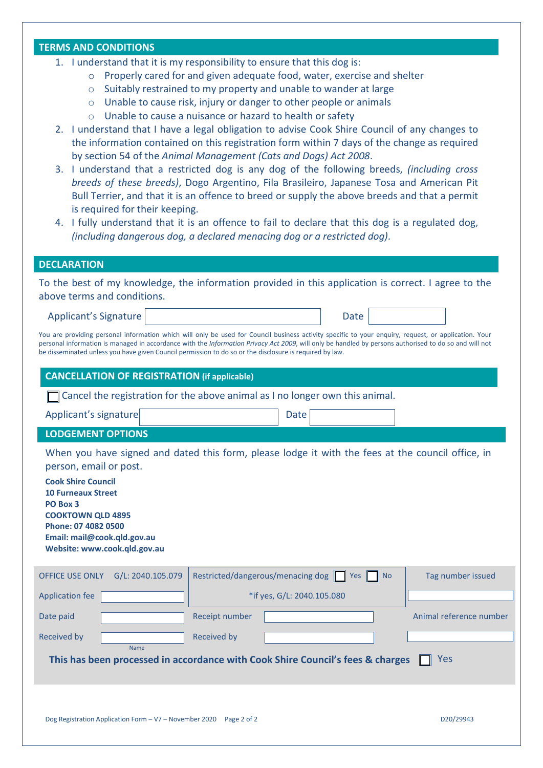## TERMS AND CONDITIONS

1. I understand that it is my responsibility to ensure that this dog is:
   - Properly cared for and given adequate food, water, exercise and shelter
   - Suitably restrained to my property and unable to wander at large
   - Unable to cause risk, injury or danger to other people or animals
   - Unable to cause a nuisance or hazard to health or safety
2. I understand that I have a legal obligation to advise Cook Shire Council of any changes to the information contained on this registration form within 7 days of the change as required by section 54 of the *Animal Management (Cats and Dogs) Act 2008*.
3. I understand that a restricted dog is any dog of the following breeds, *(including cross breeds of these breeds)*, Dogo Argentino, Fila Brasileiro, Japanese Tosa and American Pit Bull Terrier, and that it is an offence to breed or supply the above breeds and that a permit is required for their keeping.
4. I fully understand that it is an offence to fail to declare that this dog is a regulated dog, *(including dangerous dog, a declared menacing dog or a restricted dog)*.

## DECLARATION

To the best of my knowledge, the information provided in this application is correct. I agree to the above terms and conditions.

Applicant's Signature ______________________ Date __________

You are providing personal information which will only be used for Council business activity specific to your enquiry, request, or application. Your personal information is managed in accordance with the *Information Privacy Act 2009*, will only be handled by persons authorised to do so and will not be disseminated unless you have given Council permission to do so or the disclosure is required by law.

## CANCELLATION OF REGISTRATION (if applicable)

☐ Cancel the registration for the above animal as I no longer own this animal.

Applicant's signature ______________________ Date __________

## LODGEMENT OPTIONS

When you have signed and dated this form, please lodge it with the fees at the council office, in person, email or post.

**Cook Shire Council**
**10 Furneaux Street**
**PO Box 3**
**COOKTOWN QLD 4895**
**Phone: 07 4082 0500**
**Email: mail@cook.qld.gov.au**
**Website: www.cook.qld.gov.au**

| | | | | |
|---|---|---|---|---|
| OFFICE USE ONLY | G/L: 2040.105.079 | Restricted/dangerous/menacing dog ☐ Yes ☐ No | | Tag number issued |
| Application fee | | *if yes, G/L: 2040.105.080 | | |
| Date paid | | Receipt number | | Animal reference number |
| Received by | Name | Received by | | |

**This has been processed in accordance with Cook Shire Council's fees & charges** ☐ Yes

Dog Registration Application Form – V7 – November 2020 D20/29943